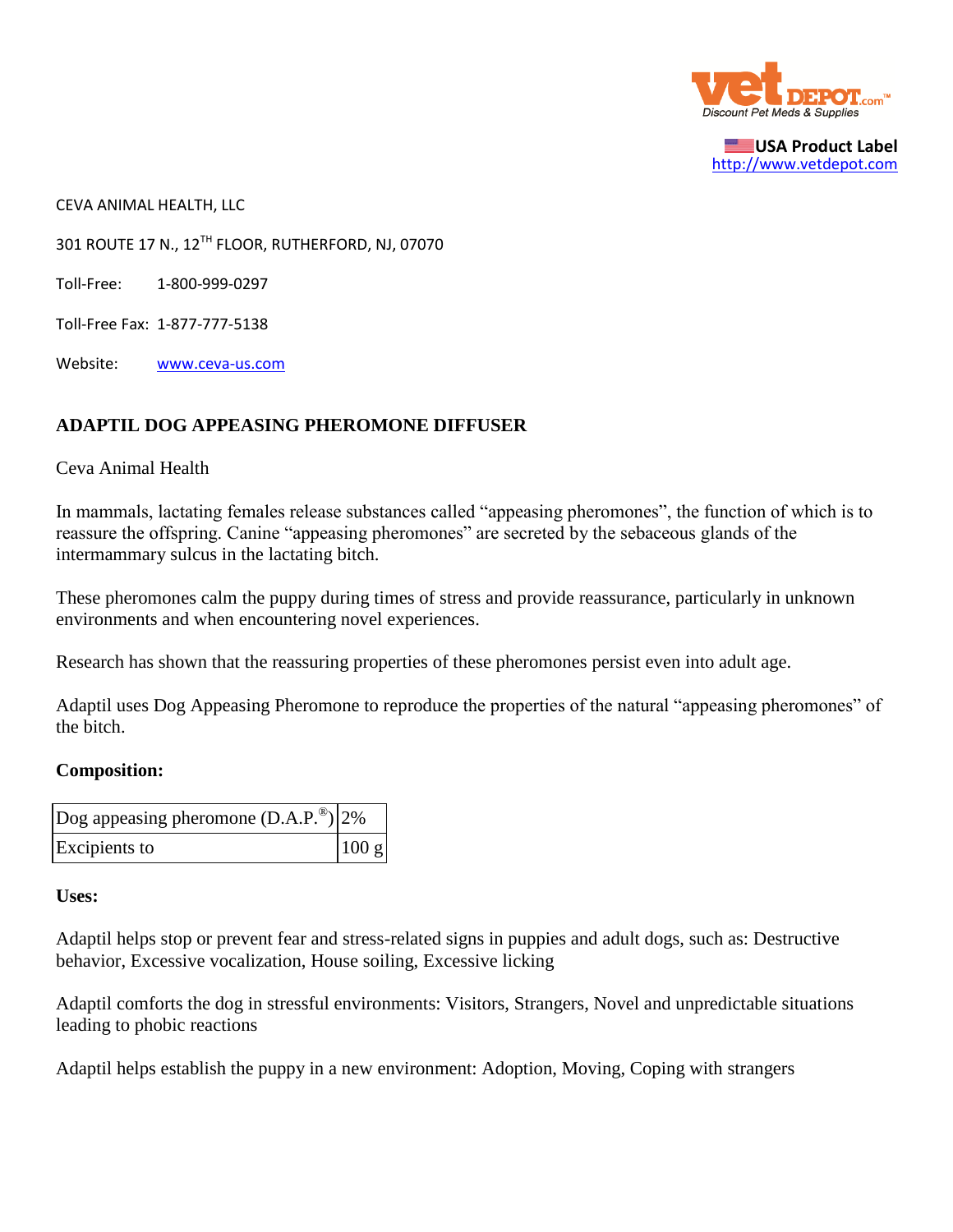**USA Product Label**
http://www.vetdepot.com

CEVA ANIMAL HEALTH, LLC

301 ROUTE 17 N., 12TH FLOOR, RUTHERFORD, NJ, 07070

Toll-Free: 1-800-999-0297

Toll-Free Fax: 1-877-777-5138

Website: www.ceva-us.com

## ADAPTIL DOG APPEASING PHEROMONE DIFFUSER

Ceva Animal Health

In mammals, lactating females release substances called "appeasing pheromones", the function of which is to reassure the offspring. Canine "appeasing pheromones" are secreted by the sebaceous glands of the intermammary sulcus in the lactating bitch.

These pheromones calm the puppy during times of stress and provide reassurance, particularly in unknown environments and when encountering novel experiences.

Research has shown that the reassuring properties of these pheromones persist even into adult age.

Adaptil uses Dog Appeasing Pheromone to reproduce the properties of the natural "appeasing pheromones" of the bitch.

### Composition:

| Dog appeasing pheromone (D.A.P.®) | 2% |
|---|---|
| Excipients to | 100 g |

### Uses:

Adaptil helps stop or prevent fear and stress-related signs in puppies and adult dogs, such as: Destructive behavior, Excessive vocalization, House soiling, Excessive licking

Adaptil comforts the dog in stressful environments: Visitors, Strangers, Novel and unpredictable situations leading to phobic reactions

Adaptil helps establish the puppy in a new environment: Adoption, Moving, Coping with strangers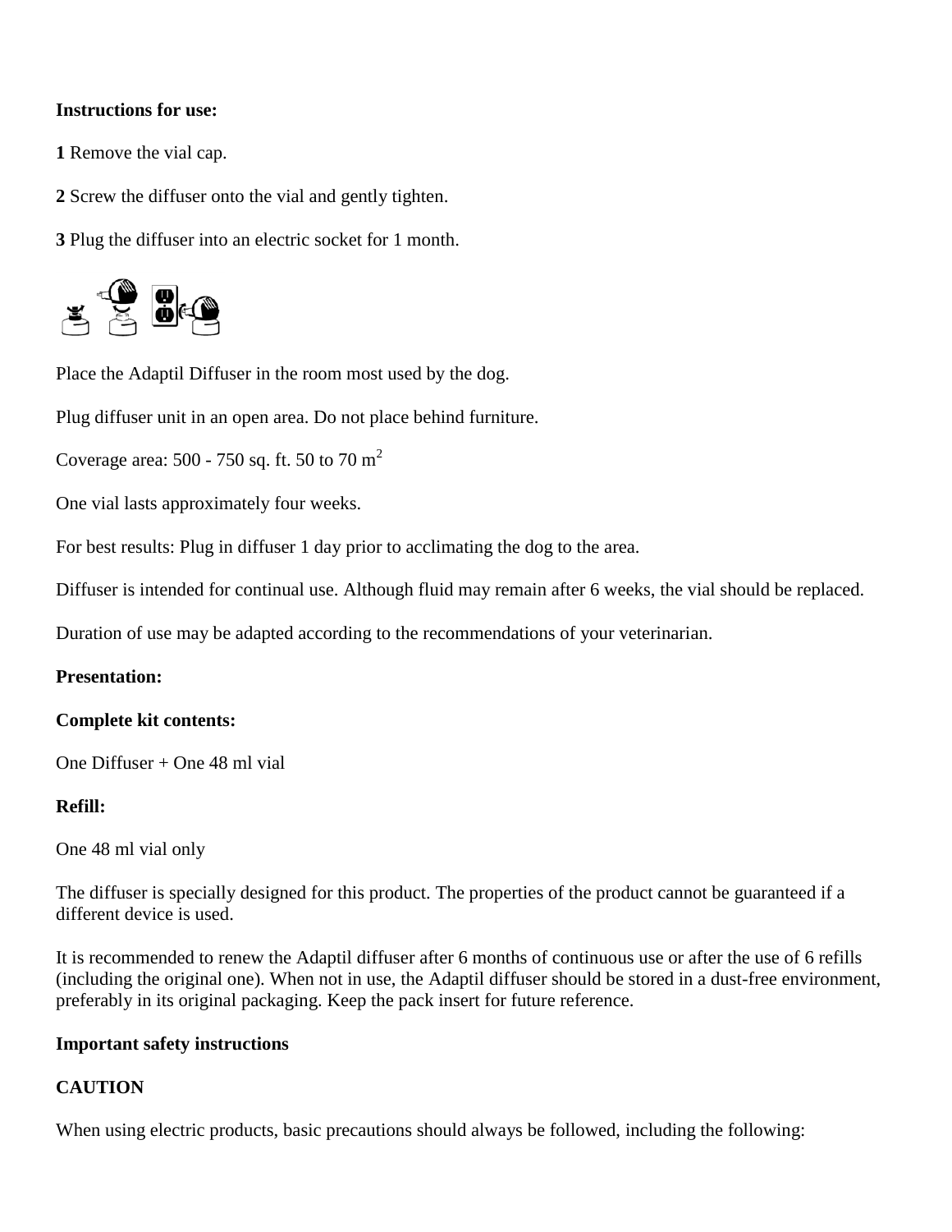**Instructions for use:**

**1** Remove the vial cap.

**2** Screw the diffuser onto the vial and gently tighten.

**3** Plug the diffuser into an electric socket for 1 month.

Place the Adaptil Diffuser in the room most used by the dog.

Plug diffuser unit in an open area. Do not place behind furniture.

Coverage area: 500 - 750 sq. ft. 50 to 70 $m^2$

One vial lasts approximately four weeks.

For best results: Plug in diffuser 1 day prior to acclimating the dog to the area.

Diffuser is intended for continual use. Although fluid may remain after 6 weeks, the vial should be replaced.

Duration of use may be adapted according to the recommendations of your veterinarian.

**Presentation:**

**Complete kit contents:**

One Diffuser + One 48 ml vial

**Refill:**

One 48 ml vial only

The diffuser is specially designed for this product. The properties of the product cannot be guaranteed if a different device is used.

It is recommended to renew the Adaptil diffuser after 6 months of continuous use or after the use of 6 refills (including the original one). When not in use, the Adaptil diffuser should be stored in a dust-free environment, preferably in its original packaging. Keep the pack insert for future reference.

**Important safety instructions**

**CAUTION**

When using electric products, basic precautions should always be followed, including the following: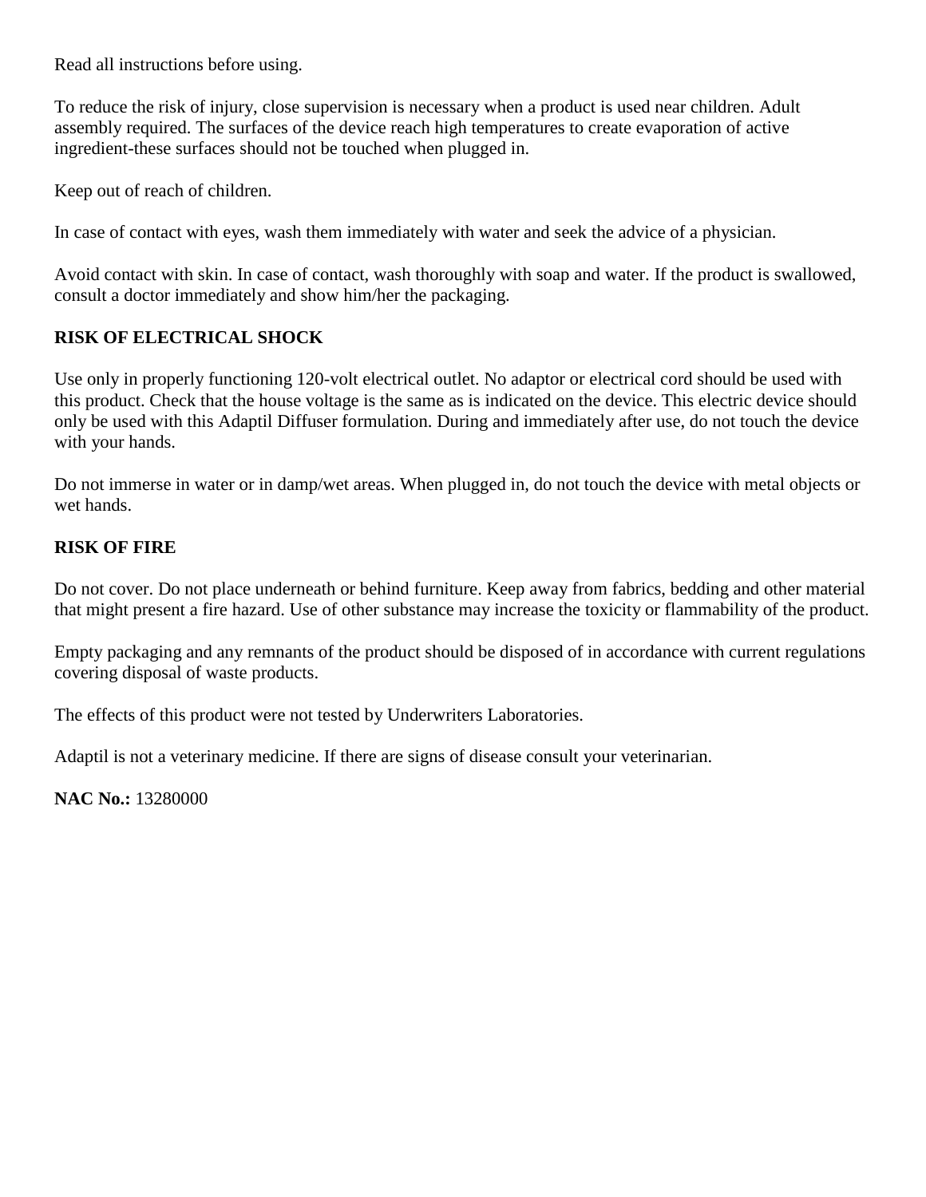Read all instructions before using.

To reduce the risk of injury, close supervision is necessary when a product is used near children. Adult assembly required. The surfaces of the device reach high temperatures to create evaporation of active ingredient-these surfaces should not be touched when plugged in.

Keep out of reach of children.

In case of contact with eyes, wash them immediately with water and seek the advice of a physician.

Avoid contact with skin. In case of contact, wash thoroughly with soap and water. If the product is swallowed, consult a doctor immediately and show him/her the packaging.

**RISK OF ELECTRICAL SHOCK**

Use only in properly functioning 120-volt electrical outlet. No adaptor or electrical cord should be used with this product. Check that the house voltage is the same as is indicated on the device. This electric device should only be used with this Adaptil Diffuser formulation. During and immediately after use, do not touch the device with your hands.

Do not immerse in water or in damp/wet areas. When plugged in, do not touch the device with metal objects or wet hands.

**RISK OF FIRE**

Do not cover. Do not place underneath or behind furniture. Keep away from fabrics, bedding and other material that might present a fire hazard. Use of other substance may increase the toxicity or flammability of the product.

Empty packaging and any remnants of the product should be disposed of in accordance with current regulations covering disposal of waste products.

The effects of this product were not tested by Underwriters Laboratories.

Adaptil is not a veterinary medicine. If there are signs of disease consult your veterinarian.

**NAC No.:** 13280000